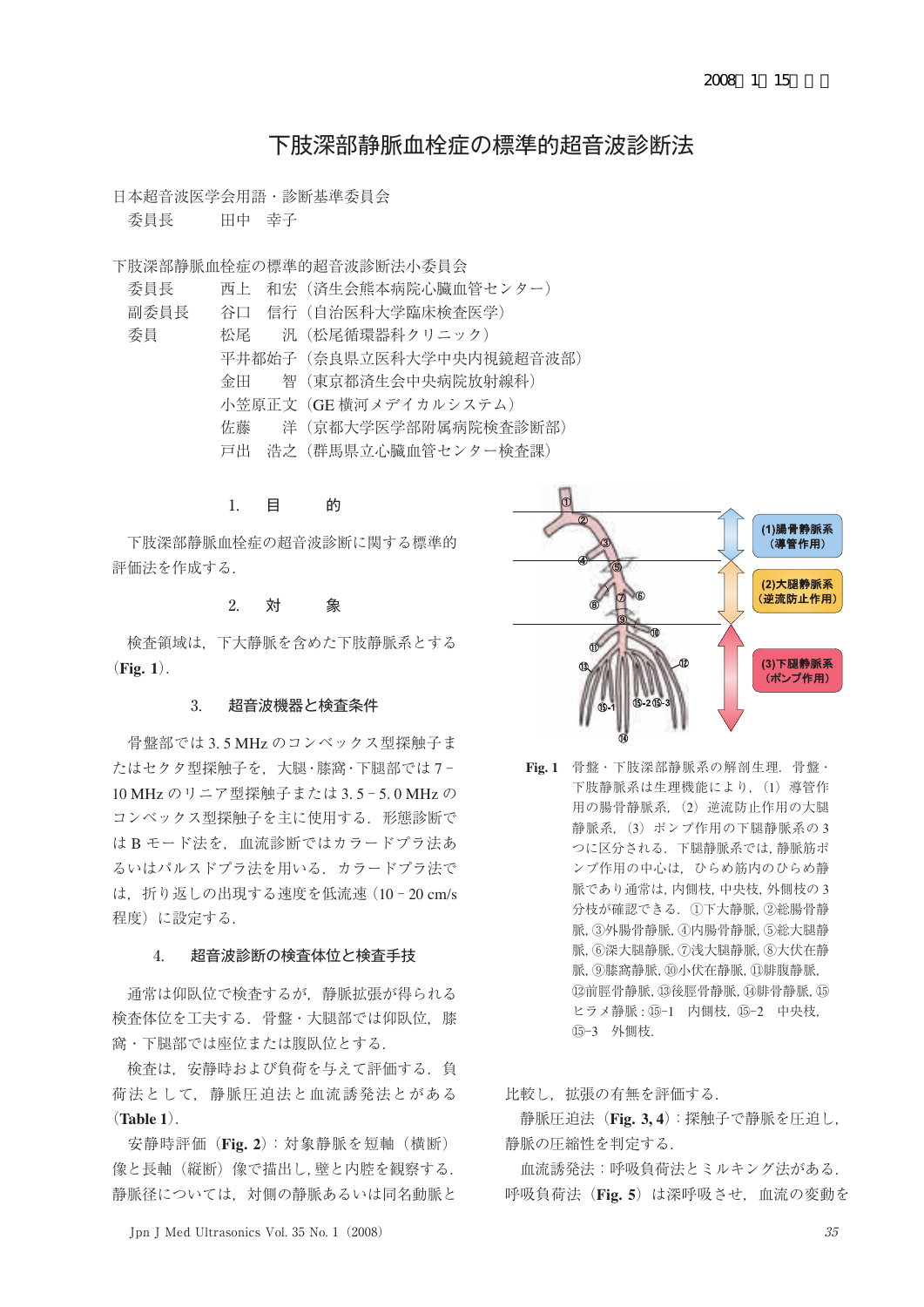# 下肢深部静脈血栓症の標準的超音波診断法

日本超音波医学会用語・診断基準委員会
委員長　　　田中　幸子

下肢深部静脈血栓症の標準的超音波診断法小委員会
委員長　　　西上　和宏（済生会熊本病院心臓血管センター）
副委員長　　谷口　信行（自治医科大学臨床検査医学）
委員　　　　松尾　　汎（松尾循環器科クリニック）
　　　　　　平井都始子（奈良県立医科大学中央内視鏡超音波部）
　　　　　　金田　　智（東京都済生会中央病院放射線科）
　　　　　　小笠原正文（GE 横河メデイカルシステム）
　　　　　　佐藤　　洋（京都大学医学部附属病院検査診断部）
　　　　　　戸出　浩之（群馬県立心臓血管センター検査課）

## 1. 目　的

下肢深部静脈血栓症の超音波診断に関する標準的評価法を作成する．

## 2. 対　象

検査領域は，下大静脈を含めた下肢静脈系とする（**Fig. 1**）．

**Fig. 1**　骨盤・下肢深部静脈系の解剖生理．骨盤・下肢静脈系は生理機能により，（1）導管作用の腸骨静脈系，（2）逆流防止作用の大腿静脈系，（3）ポンプ作用の下腿静脈系の 3 つに区分される．下腿静脈系では，静脈筋ポンプ作用の中心は，ひらめ筋内のひらめ静脈であり通常は，内側枝，中央枝，外側枝の 3 分枝が確認できる．①下大静脈，②総腸骨静脈，③外腸骨静脈，④内腸骨静脈，⑤総大腿静脈，⑥深大腿静脈，⑦浅大腿静脈，⑧大伏在静脈，⑨膝窩静脈，⑩小伏在静脈，⑪腓腹静脈，⑫前脛骨静脈，⑬後脛骨静脈，⑭腓骨静脈，⑮ヒラメ静脈：⑮-1　内側枝，⑮-2　中央枝，⑮-3　外側枝．

## 3. 超音波機器と検査条件

骨盤部では 3.5 MHz のコンベックス型探触子またはセクタ型探触子を，大腿・膝窩・下腿部では 7－10 MHz のリニア型探触子または 3.5－5.0 MHz のコンベックス型探触子を主に使用する．形態診断では B モード法を，血流診断ではカラードプラ法あるいはパルスドプラ法を用いる．カラードプラ法では，折り返しの出現する速度を低流速（10－20 cm/s 程度）に設定する．

## 4. 超音波診断の検査体位と検査手技

通常は仰臥位で検査するが，静脈拡張が得られる検査体位を工夫する．骨盤・大腿部では仰臥位，膝窩・下腿部では座位または腹臥位とする．

検査は，安静時および負荷を与えて評価する．負荷法として，静脈圧迫法と血流誘発法とがある（**Table 1**）．

安静時評価（**Fig. 2**）：対象静脈を短軸（横断）像と長軸（縦断）像で描出し，壁と内腔を観察する．静脈径については，対側の静脈あるいは同名動脈と比較し，拡張の有無を評価する．

静脈圧迫法（**Fig. 3, 4**）：探触子で静脈を圧迫し，静脈の圧縮性を判定する．

血流誘発法：呼吸負荷法とミルキング法がある．呼吸負荷法（**Fig. 5**）は深呼吸させ，血流の変動を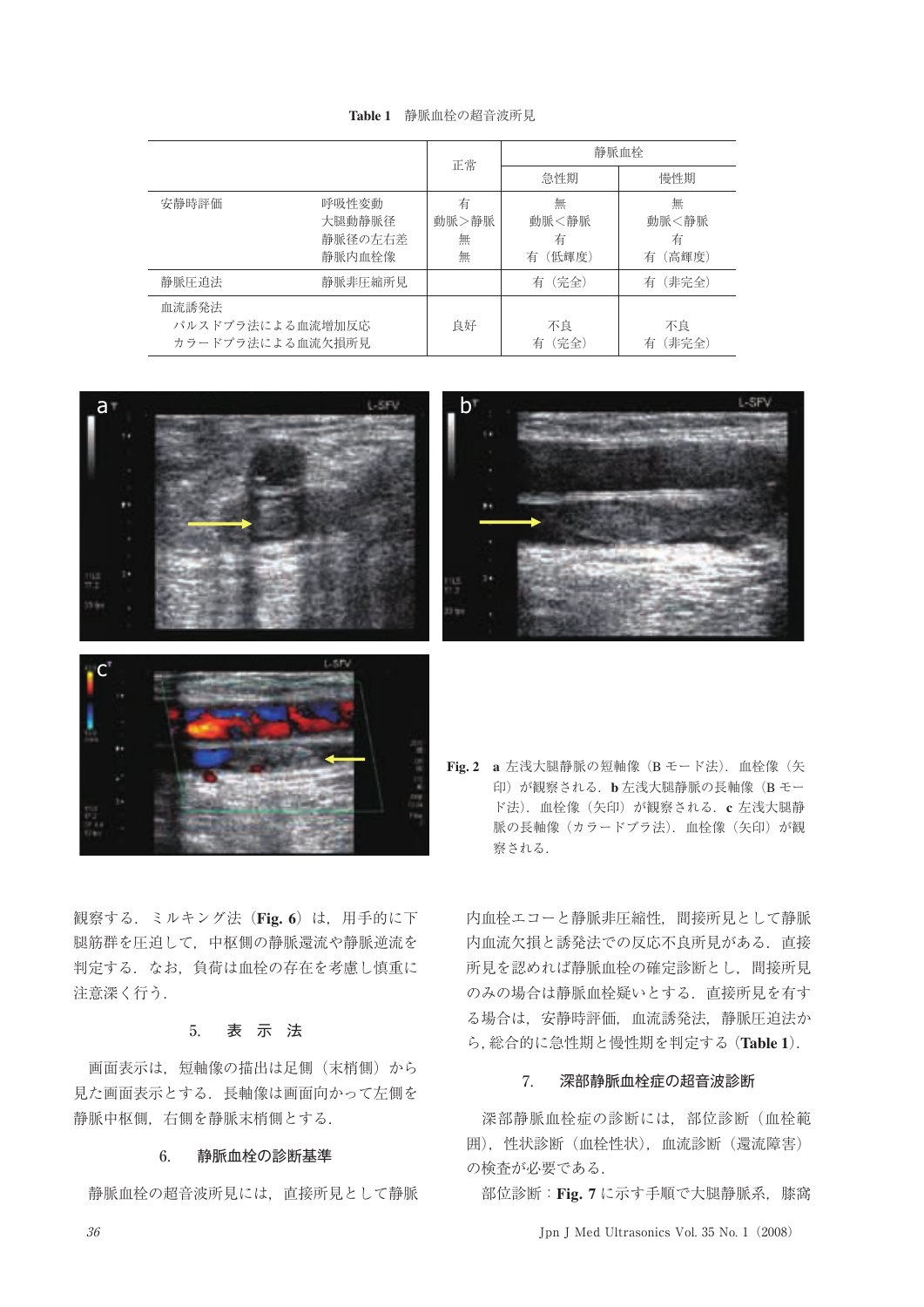**Table 1** 静脈血栓の超音波所見

| | | 正常 | 静脈血栓 | |
|---|---|---|---|---|
| | | | 急性期 | 慢性期 |
| 安静時評価 | 呼吸性変動<br>大腿動静脈径<br>静脈径の左右差<br>静脈内血栓像 | 有<br>動脈＞静脈<br>無<br>無 | 無<br>動脈＜静脈<br>有<br>有（低輝度） | 無<br>動脈＜静脈<br>有<br>有（高輝度） |
| 静脈圧迫法 | 静脈非圧縮所見 | | 有（完全） | 有（非完全） |
| 血流誘発法<br>パルスドプラ法による血流増加反応<br>カラードプラ法による血流欠損所見 | | 良好 | 不良<br>有（完全） | 不良<br>有（非完全） |

**Fig. 2** **a** 左浅大腿静脈の短軸像（B モード法）．血栓像（矢印）が観察される．**b** 左浅大腿静脈の長軸像（B モード法）．血栓像（矢印）が観察される．**c** 左浅大腿静脈の長軸像（カラードプラ法）．血栓像（矢印）が観察される．

観察する．ミルキング法（**Fig. 6**）は，用手的に下腿筋群を圧迫して，中枢側の静脈還流や静脈逆流を判定する．なお，負荷は血栓の存在を考慮し慎重に注意深く行う．

## 5. 表 示 法

画面表示は，短軸像の描出は足側（末梢側）から見た画面表示とする．長軸像は画面向かって左側を静脈中枢側，右側を静脈末梢側とする．

## 6. 静脈血栓の診断基準

静脈血栓の超音波所見には，直接所見として静脈内血栓エコーと静脈非圧縮性，間接所見として静脈内血流欠損と誘発法での反応不良所見がある．直接所見を認めれば静脈血栓の確定診断とし，間接所見のみの場合は静脈血栓疑いとする．直接所見を有する場合は，安静時評価，血流誘発法，静脈圧迫法から，総合的に急性期と慢性期を判定する（**Table 1**）．

## 7. 深部静脈血栓症の超音波診断

深部静脈血栓症の診断には，部位診断（血栓範囲），性状診断（血栓性状），血流診断（還流障害）の検査が必要である．

部位診断：**Fig. 7** に示す手順で大腿静脈系，膝窩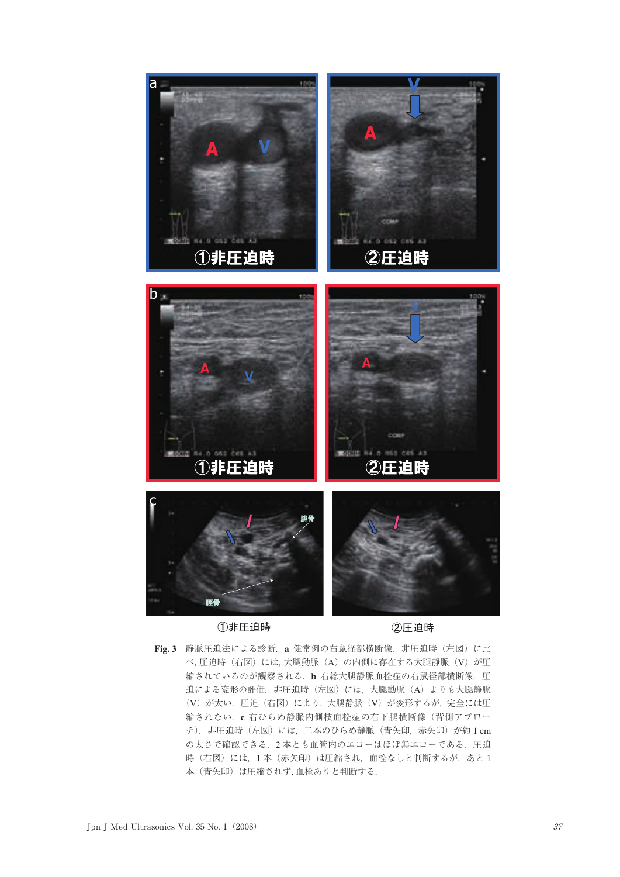①非圧迫時

②圧迫時

**Fig. 3** 静脈圧迫法による診断．**a** 健常例の右鼠径部横断像．非圧迫時（左図）に比べ，圧迫時（右図）には，大腿動脈（A）の内側に存在する大腿静脈（V）が圧縮されているのが観察される．**b** 右総大腿静脈血栓症の右鼠径部横断像．圧迫による変形の評価．非圧迫時（左図）には，大腿動脈（A）よりも大腿静脈（V）が太い．圧迫（右図）により，大腿静脈（V）が変形するが，完全には圧縮されない．**c** 右ひらめ静脈内側枝血栓症の右下腿横断像（背側アプローチ）．非圧迫時（左図）には，二本のひらめ静脈（青矢印，赤矢印）が約 1 cm の太さで確認できる．2 本とも血管内のエコーはほぼ無エコーである．圧迫時（右図）には，1 本（赤矢印）は圧縮され，血栓なしと判断するが，あと 1 本（青矢印）は圧縮されず，血栓ありと判断する．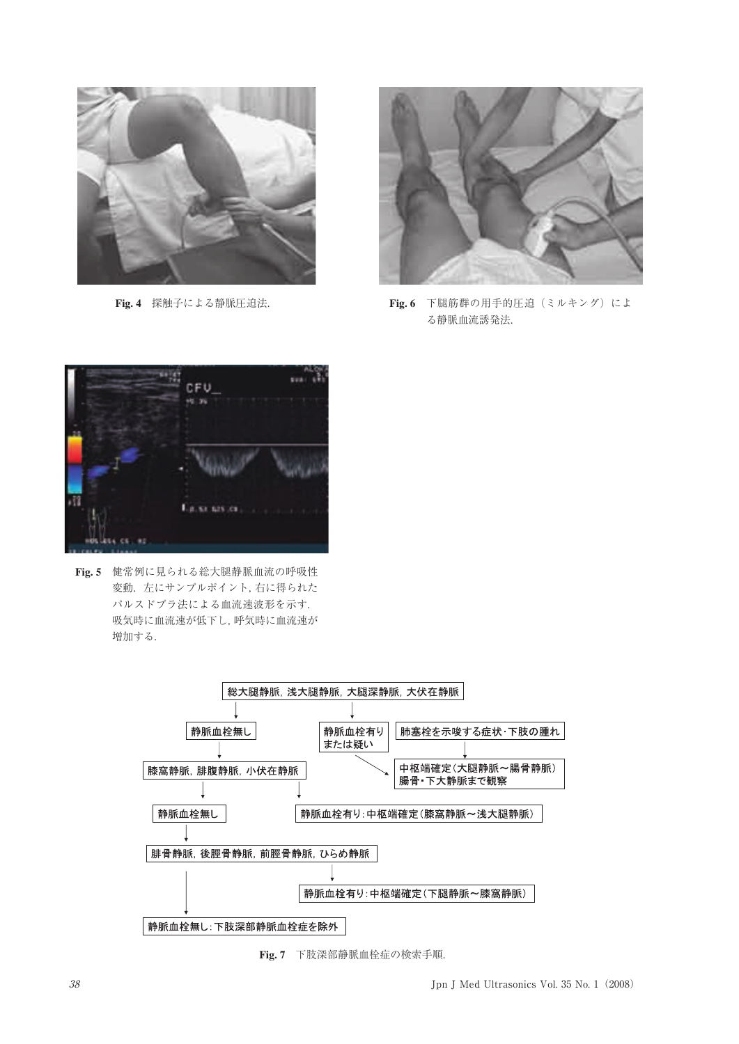Fig. 4　探触子による静脈圧迫法.

Fig. 6　下腿筋群の用手的圧迫（ミルキング）による静脈血流誘発法.

Fig. 5　健常例に見られる総大腿静脈血流の呼吸性変動．左にサンプルポイント，右に得られたパルスドプラ法による血流速波形を示す．吸気時に血流速が低下し，呼気時に血流速が増加する．

- 総大腿静脈，浅大腿静脈，大腿深静脈，大伏在静脈
  - 静脈血栓無し
    - 膝窩静脈，腓腹静脈，小伏在静脈
      - 静脈血栓無し
        - 腓骨静脈，後脛骨静脈，前脛骨静脈，ひらめ静脈
          - 静脈血栓有り：中枢端確定（下腿静脈～膝窩静脈）
          - 静脈血栓無し：下肢深部静脈血栓症を除外
      - 静脈血栓有り：中枢端確定（膝窩静脈～浅大腿静脈）
  - 静脈血栓有りまたは疑い
    - 中枢端確定（大腿静脈～腸骨静脈）腸骨・下大静脈まで観察
  - 肺塞栓を示唆する症状・下肢の腫れ
    - 中枢端確定（大腿静脈～腸骨静脈）腸骨・下大静脈まで観察

Fig. 7　下肢深部静脈血栓症の検索手順.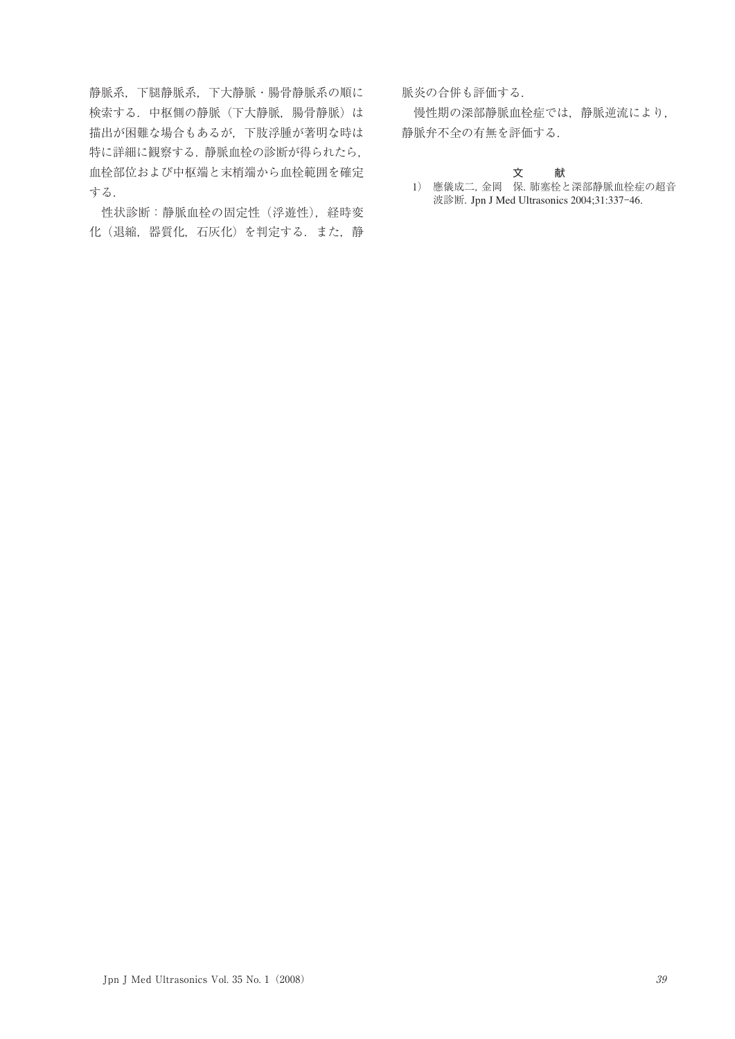静脈系，下腿静脈系，下大静脈・腸骨静脈系の順に検索する．中枢側の静脈（下大静脈，腸骨静脈）は描出が困難な場合もあるが，下肢浮腫が著明な時は特に詳細に観察する．静脈血栓の診断が得られたら，血栓部位および中枢端と末梢端から血栓範囲を確定する．

性状診断：静脈血栓の固定性（浮遊性），経時変化（退縮，器質化，石灰化）を判定する．また，静脈炎の合併も評価する．

慢性期の深部静脈血栓症では，静脈逆流により，静脈弁不全の有無を評価する．

## 文　献

1) 應儀成二, 金岡　保. 肺塞栓と深部静脈血栓症の超音波診断. Jpn J Med Ultrasonics 2004;31:337–46.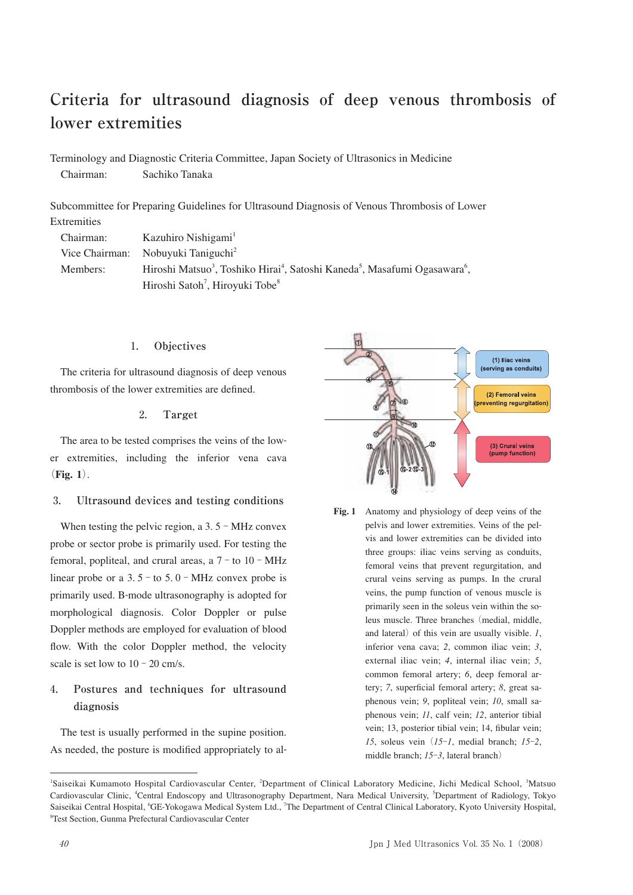# Criteria for ultrasound diagnosis of deep venous thrombosis of lower extremities

Terminology and Diagnostic Criteria Committee, Japan Society of Ultrasonics in Medicine

Chairman: Sachiko Tanaka

Subcommittee for Preparing Guidelines for Ultrasound Diagnosis of Venous Thrombosis of Lower Extremities

Chairman: Kazuhiro Nishigami[1]

Vice Chairman: Nobuyuki Taniguchi[2]

Members: Hiroshi Matsuo[3], Toshiko Hirai[4], Satoshi Kaneda[5], Masafumi Ogasawara[6], Hiroshi Satoh[7], Hiroyuki Tobe[8]

## 1. Objectives

The criteria for ultrasound diagnosis of deep venous thrombosis of the lower extremities are defined.

## 2. Target

The area to be tested comprises the veins of the lower extremities, including the inferior vena cava (**Fig. 1**).

## 3. Ultrasound devices and testing conditions

When testing the pelvic region, a 3.5-MHz convex probe or sector probe is primarily used. For testing the femoral, popliteal, and crural areas, a 7- to 10-MHz linear probe or a 3.5- to 5.0-MHz convex probe is primarily used. B-mode ultrasonography is adopted for morphological diagnosis. Color Doppler or pulse Doppler methods are employed for evaluation of blood flow. With the color Doppler method, the velocity scale is set low to 10-20 cm/s.

## 4. Postures and techniques for ultrasound diagnosis

The test is usually performed in the supine position. As needed, the posture is modified appropriately to al-

**Fig. 1** Anatomy and physiology of deep veins of the pelvis and lower extremities. Veins of the pelvis and lower extremities can be divided into three groups: iliac veins serving as conduits, femoral veins that prevent regurgitation, and crural veins serving as pumps. In the crural veins, the pump function of venous muscle is primarily seen in the soleus vein within the soleus muscle. Three branches (medial, middle, and lateral) of this vein are usually visible. *1*, inferior vena cava; *2*, common iliac vein; *3*, external iliac vein; *4*, internal iliac vein; *5*, common femoral artery; *6*, deep femoral artery; *7*, superficial femoral artery; *8*, great saphenous vein; *9*, popliteal vein; *10*, small saphenous vein; *11*, calf vein; *12*, anterior tibial vein; 13, posterior tibial vein; 14, fibular vein; *15*, soleus vein (*15-1*, medial branch; *15-2*, middle branch; *15-3*, lateral branch)

---

[1]Saiseikai Kumamoto Hospital Cardiovascular Center, [2]Department of Clinical Laboratory Medicine, Jichi Medical School, [3]Matsuo Cardiovascular Clinic, [4]Central Endoscopy and Ultrasonography Department, Nara Medical University, [5]Department of Radiology, Tokyo Saiseikai Central Hospital, [6]GE-Yokogawa Medical System Ltd., [7]The Department of Central Clinical Laboratory, Kyoto University Hospital, [8]Test Section, Gunma Prefectural Cardiovascular Center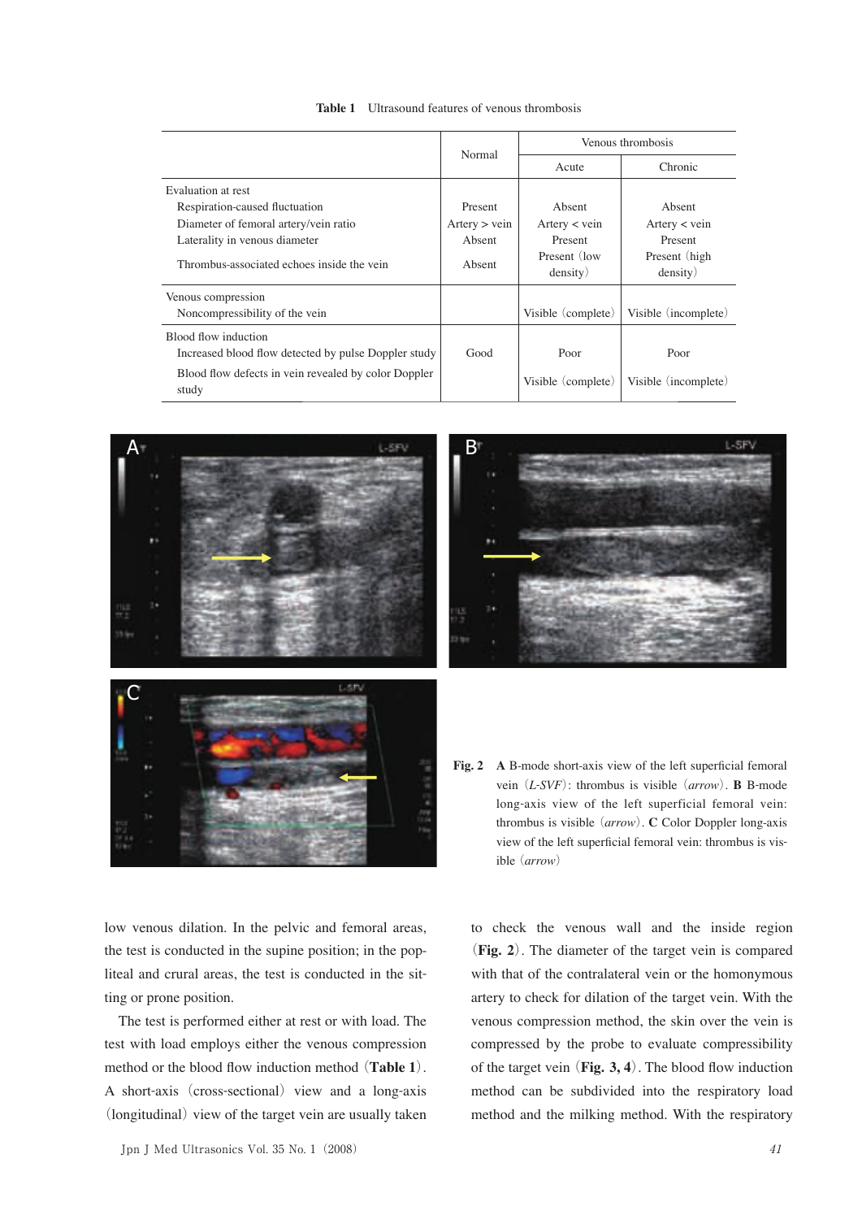**Table 1** Ultrasound features of venous thrombosis

| | Normal | Venous thrombosis | |
|---|---|---|---|
| | | Acute | Chronic |
| Evaluation at rest | | | |
| Respiration-caused fluctuation | Present | Absent | Absent |
| Diameter of femoral artery/vein ratio | Artery > vein | Artery < vein | Artery < vein |
| Laterality in venous diameter | Absent | Present | Present |
| Thrombus-associated echoes inside the vein | Absent | Present (low density) | Present (high density) |
| Venous compression | | | |
| Noncompressibility of the vein | | Visible (complete) | Visible (incomplete) |
| Blood flow induction | | | |
| Increased blood flow detected by pulse Doppler study | Good | Poor | Poor |
| Blood flow defects in vein revealed by color Doppler study | | Visible (complete) | Visible (incomplete) |

**Fig. 2** **A** B-mode short-axis view of the left superficial femoral vein (*L-SFV*): thrombus is visible (*arrow*). **B** B-mode long-axis view of the left superficial femoral vein: thrombus is visible (*arrow*). **C** Color Doppler long-axis view of the left superficial femoral vein: thrombus is visible (*arrow*)

low venous dilation. In the pelvic and femoral areas, the test is conducted in the supine position; in the popliteal and crural areas, the test is conducted in the sitting or prone position.

The test is performed either at rest or with load. The test with load employs either the venous compression method or the blood flow induction method (**Table 1**). A short-axis (cross-sectional) view and a long-axis (longitudinal) view of the target vein are usually taken to check the venous wall and the inside region (**Fig. 2**). The diameter of the target vein is compared with that of the contralateral vein or the homonymous artery to check for dilation of the target vein. With the venous compression method, the skin over the vein is compressed by the probe to evaluate compressibility of the target vein (**Fig. 3, 4**). The blood flow induction method can be subdivided into the respiratory load method and the milking method. With the respiratory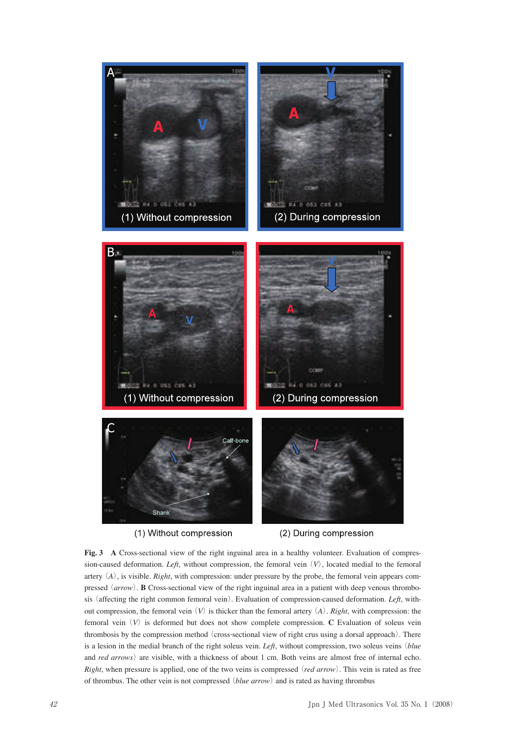**Fig. 3** **A** Cross-sectional view of the right inguinal area in a healthy volunteer. Evaluation of compression-caused deformation. *Left*, without compression, the femoral vein (*V*), located medial to the femoral artery (*A*), is visible. *Right*, with compression: under pressure by the probe, the femoral vein appears compressed (*arrow*). **B** Cross-sectional view of the right inguinal area in a patient with deep venous thrombosis (affecting the right common femoral vein). Evaluation of compression-caused deformation. *Left*, without compression, the femoral vein (*V*) is thicker than the femoral artery (*A*). *Right*, with compression: the femoral vein (*V*) is deformed but does not show complete compression. **C** Evaluation of soleus vein thrombosis by the compression method (cross-sectional view of right crus using a dorsal approach). There is a lesion in the medial branch of the right soleus vein. *Left*, without compression, two soleus veins (*blue* and *red arrows*) are visible, with a thickness of about 1 cm. Both veins are almost free of internal echo. *Right*, when pressure is applied, one of the two veins is compressed (*red arrow*). This vein is rated as free of thrombus. The other vein is not compressed (*blue arrow*) and is rated as having thrombus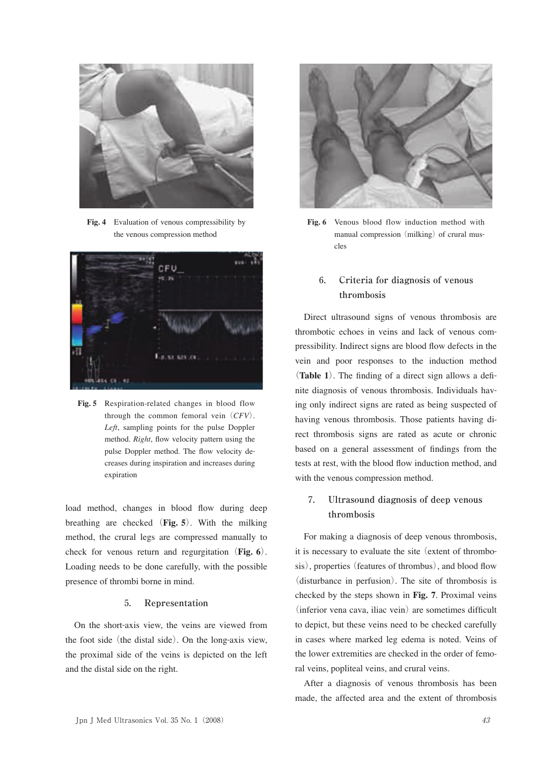Fig. 4 Evaluation of venous compressibility by the venous compression method

Fig. 5 Respiration-related changes in blood flow through the common femoral vein (*CFV*). *Left*, sampling points for the pulse Doppler method. *Right*, flow velocity pattern using the pulse Doppler method. The flow velocity decreases during inspiration and increases during expiration

load method, changes in blood flow during deep breathing are checked (**Fig. 5**). With the milking method, the crural legs are compressed manually to check for venous return and regurgitation (**Fig. 6**). Loading needs to be done carefully, with the possible presence of thrombi borne in mind.

## 5. Representation

On the short-axis view, the veins are viewed from the foot side (the distal side). On the long-axis view, the proximal side of the veins is depicted on the left and the distal side on the right.

Fig. 6 Venous blood flow induction method with manual compression (milking) of crural muscles

## 6. Criteria for diagnosis of venous thrombosis

Direct ultrasound signs of venous thrombosis are thrombotic echoes in veins and lack of venous compressibility. Indirect signs are blood flow defects in the vein and poor responses to the induction method (**Table 1**). The finding of a direct sign allows a definite diagnosis of venous thrombosis. Individuals having only indirect signs are rated as being suspected of having venous thrombosis. Those patients having direct thrombosis signs are rated as acute or chronic based on a general assessment of findings from the tests at rest, with the blood flow induction method, and with the venous compression method.

## 7. Ultrasound diagnosis of deep venous thrombosis

For making a diagnosis of deep venous thrombosis, it is necessary to evaluate the site (extent of thrombosis), properties (features of thrombus), and blood flow (disturbance in perfusion). The site of thrombosis is checked by the steps shown in **Fig. 7**. Proximal veins (inferior vena cava, iliac vein) are sometimes difficult to depict, but these veins need to be checked carefully in cases where marked leg edema is noted. Veins of the lower extremities are checked in the order of femoral veins, popliteal veins, and crural veins.

After a diagnosis of venous thrombosis has been made, the affected area and the extent of thrombosis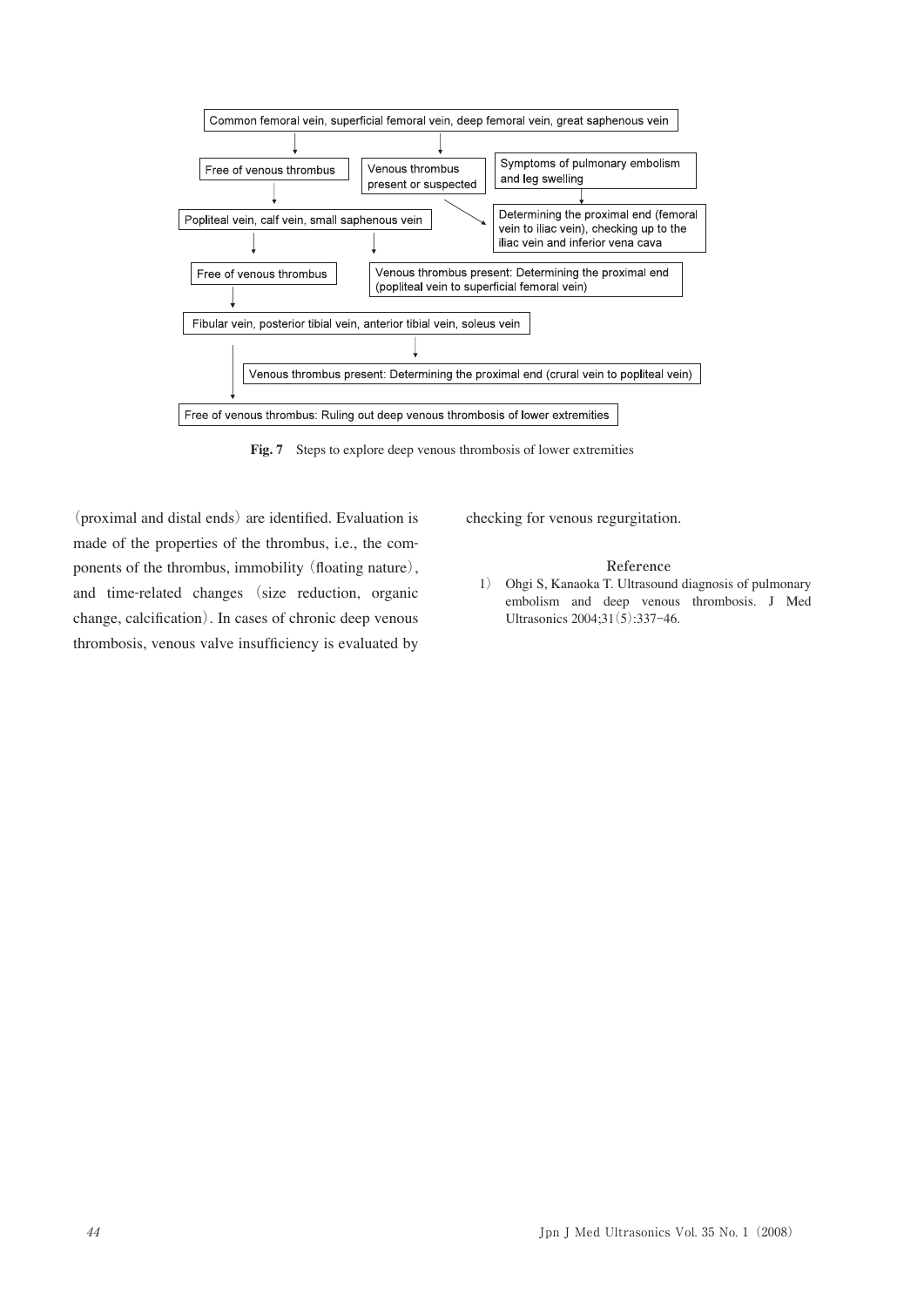Common femoral vein, superficial femoral vein, deep femoral vein, great saphenous vein

Free of venous thrombus

Venous thrombus present or suspected

Symptoms of pulmonary embolism and leg swelling

Popliteal vein, calf vein, small saphenous vein

Determining the proximal end (femoral vein to iliac vein), checking up to the iliac vein and inferior vena cava

Free of venous thrombus

Venous thrombus present: Determining the proximal end (popliteal vein to superficial femoral vein)

Fibular vein, posterior tibial vein, anterior tibial vein, soleus vein

Venous thrombus present: Determining the proximal end (crural vein to popliteal vein)

Free of venous thrombus: Ruling out deep venous thrombosis of lower extremities

**Fig. 7** Steps to explore deep venous thrombosis of lower extremities

(proximal and distal ends) are identified. Evaluation is made of the properties of the thrombus, i.e., the components of the thrombus, immobility (floating nature), and time-related changes (size reduction, organic change, calcification). In cases of chronic deep venous thrombosis, venous valve insufficiency is evaluated by checking for venous regurgitation.

## Reference

1) Ohgi S, Kanaoka T. Ultrasound diagnosis of pulmonary embolism and deep venous thrombosis. J Med Ultrasonics 2004;31(5):337–46.